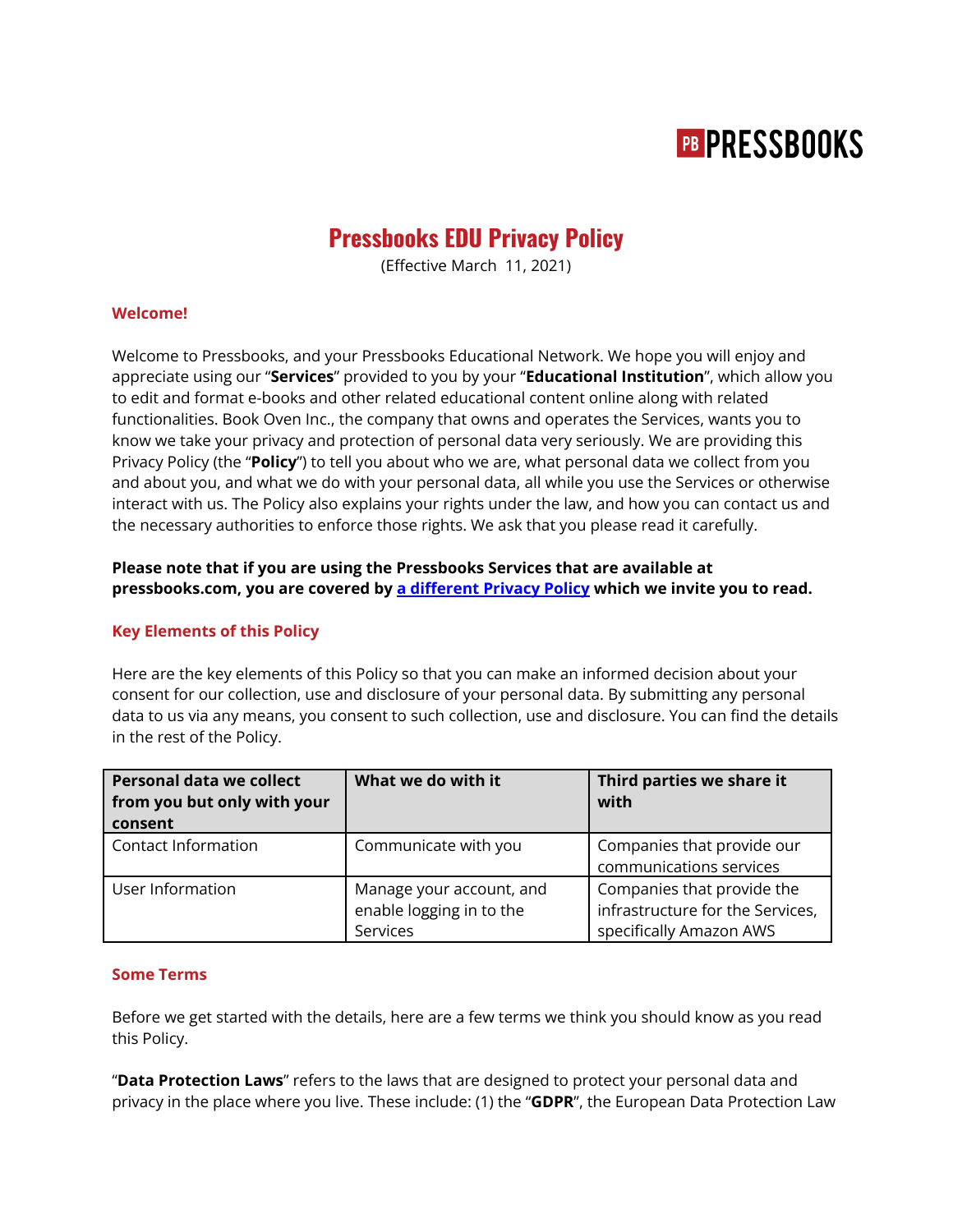PB PRESSBOOKS

# Pressbooks EDU Privacy Policy

(Effective March 11, 2021)

## Welcome!

Welcome to Pressbooks, and your Pressbooks Educational Network. We hope you will enjoy and appreciate using our "**Services**" provided to you by your "**Educational Institution**", which allow you to edit and format e-books and other related educational content online along with related functionalities. Book Oven Inc., the company that owns and operates the Services, wants you to know we take your privacy and protection of personal data very seriously. We are providing this Privacy Policy (the "**Policy**") to tell you about who we are, what personal data we collect from you and about you, and what we do with your personal data, all while you use the Services or otherwise interact with us. The Policy also explains your rights under the law, and how you can contact us and the necessary authorities to enforce those rights. We ask that you please read it carefully.

**Please note that if you are using the Pressbooks Services that are available at pressbooks.com, you are covered by a different Privacy Policy which we invite you to read.**

## Key Elements of this Policy

Here are the key elements of this Policy so that you can make an informed decision about your consent for our collection, use and disclosure of your personal data. By submitting any personal data to us via any means, you consent to such collection, use and disclosure. You can find the details in the rest of the Policy.

| Personal data we collect from you but only with your consent | What we do with it | Third parties we share it with |
| --- | --- | --- |
| Contact Information | Communicate with you | Companies that provide our communications services |
| User Information | Manage your account, and enable logging in to the Services | Companies that provide the infrastructure for the Services, specifically Amazon AWS |

## Some Terms

Before we get started with the details, here are a few terms we think you should know as you read this Policy.

"**Data Protection Laws**" refers to the laws that are designed to protect your personal data and privacy in the place where you live. These include: (1) the "**GDPR**", the European Data Protection Law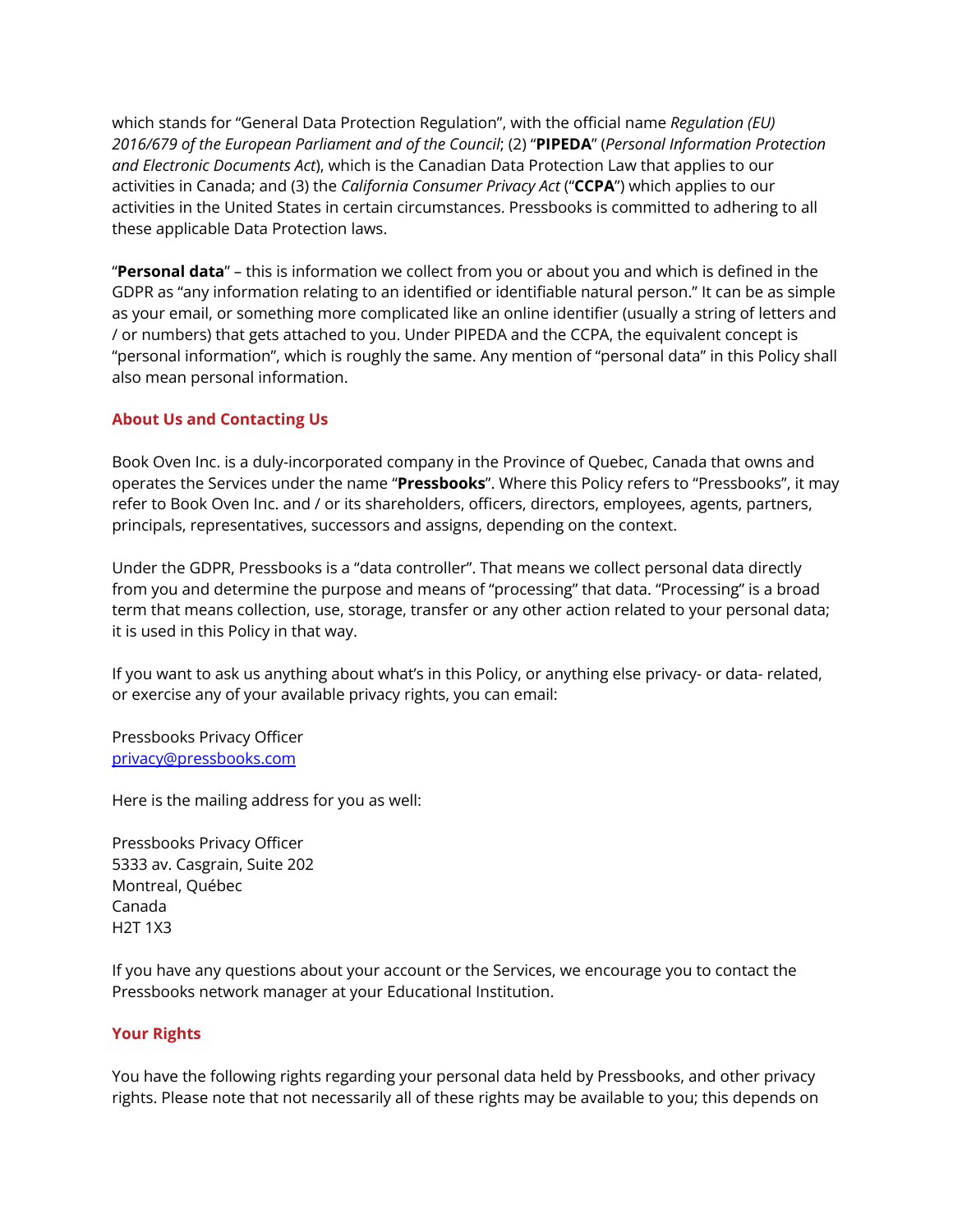which stands for “General Data Protection Regulation”, with the official name *Regulation (EU) 2016/679 of the European Parliament and of the Council*; (2) “**PIPEDA**” (*Personal Information Protection and Electronic Documents Act*), which is the Canadian Data Protection Law that applies to our activities in Canada; and (3) the *California Consumer Privacy Act* (“**CCPA**”) which applies to our activities in the United States in certain circumstances. Pressbooks is committed to adhering to all these applicable Data Protection laws.

“**Personal data**” – this is information we collect from you or about you and which is defined in the GDPR as “any information relating to an identified or identifiable natural person.” It can be as simple as your email, or something more complicated like an online identifier (usually a string of letters and / or numbers) that gets attached to you. Under PIPEDA and the CCPA, the equivalent concept is “personal information”, which is roughly the same. Any mention of “personal data” in this Policy shall also mean personal information.

## About Us and Contacting Us

Book Oven Inc. is a duly-incorporated company in the Province of Quebec, Canada that owns and operates the Services under the name “**Pressbooks**”. Where this Policy refers to “Pressbooks”, it may refer to Book Oven Inc. and / or its shareholders, officers, directors, employees, agents, partners, principals, representatives, successors and assigns, depending on the context.

Under the GDPR, Pressbooks is a “data controller”. That means we collect personal data directly from you and determine the purpose and means of “processing” that data. “Processing” is a broad term that means collection, use, storage, transfer or any other action related to your personal data; it is used in this Policy in that way.

If you want to ask us anything about what’s in this Policy, or anything else privacy- or data- related, or exercise any of your available privacy rights, you can email:

Pressbooks Privacy Officer
[privacy@pressbooks.com](mailto:privacy@pressbooks.com)

Here is the mailing address for you as well:

Pressbooks Privacy Officer
5333 av. Casgrain, Suite 202
Montreal, Québec
Canada
H2T 1X3

If you have any questions about your account or the Services, we encourage you to contact the Pressbooks network manager at your Educational Institution.

## Your Rights

You have the following rights regarding your personal data held by Pressbooks, and other privacy rights. Please note that not necessarily all of these rights may be available to you; this depends on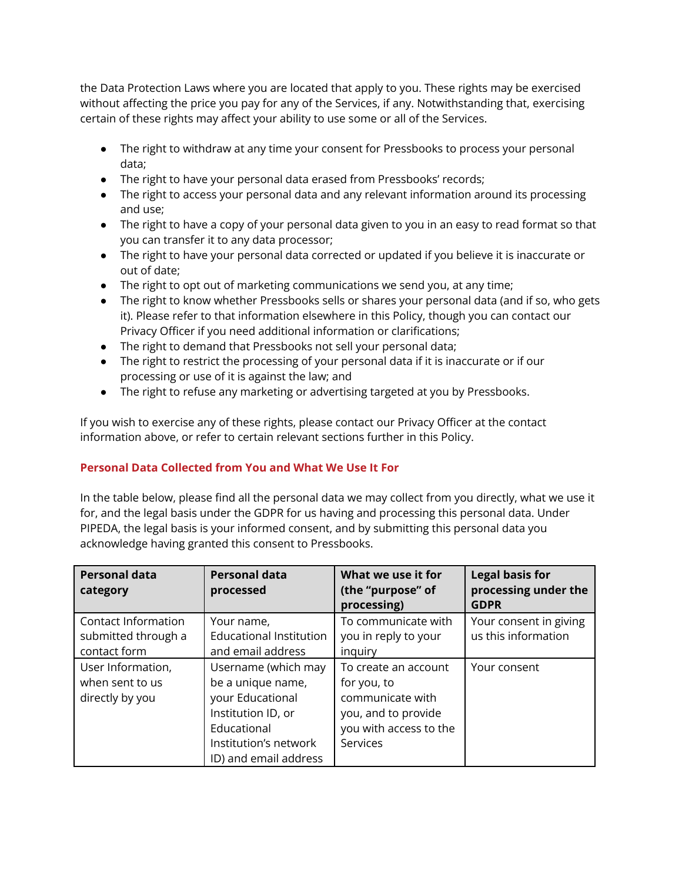the Data Protection Laws where you are located that apply to you. These rights may be exercised without affecting the price you pay for any of the Services, if any. Notwithstanding that, exercising certain of these rights may affect your ability to use some or all of the Services.

- The right to withdraw at any time your consent for Pressbooks to process your personal data;
- The right to have your personal data erased from Pressbooks' records;
- The right to access your personal data and any relevant information around its processing and use;
- The right to have a copy of your personal data given to you in an easy to read format so that you can transfer it to any data processor;
- The right to have your personal data corrected or updated if you believe it is inaccurate or out of date;
- The right to opt out of marketing communications we send you, at any time;
- The right to know whether Pressbooks sells or shares your personal data (and if so, who gets it). Please refer to that information elsewhere in this Policy, though you can contact our Privacy Officer if you need additional information or clarifications;
- The right to demand that Pressbooks not sell your personal data;
- The right to restrict the processing of your personal data if it is inaccurate or if our processing or use of it is against the law; and
- The right to refuse any marketing or advertising targeted at you by Pressbooks.

If you wish to exercise any of these rights, please contact our Privacy Officer at the contact information above, or refer to certain relevant sections further in this Policy.

## Personal Data Collected from You and What We Use It For

In the table below, please find all the personal data we may collect from you directly, what we use it for, and the legal basis under the GDPR for us having and processing this personal data. Under PIPEDA, the legal basis is your informed consent, and by submitting this personal data you acknowledge having granted this consent to Pressbooks.

| Personal data category | Personal data processed | What we use it for (the "purpose" of processing) | Legal basis for processing under the GDPR |
|---|---|---|---|
| Contact Information submitted through a contact form | Your name, Educational Institution and email address | To communicate with you in reply to your inquiry | Your consent in giving us this information |
| User Information, when sent to us directly by you | Username (which may be a unique name, your Educational Institution ID, or Educational Institution's network ID) and email address | To create an account for you, to communicate with you, and to provide you with access to the Services | Your consent |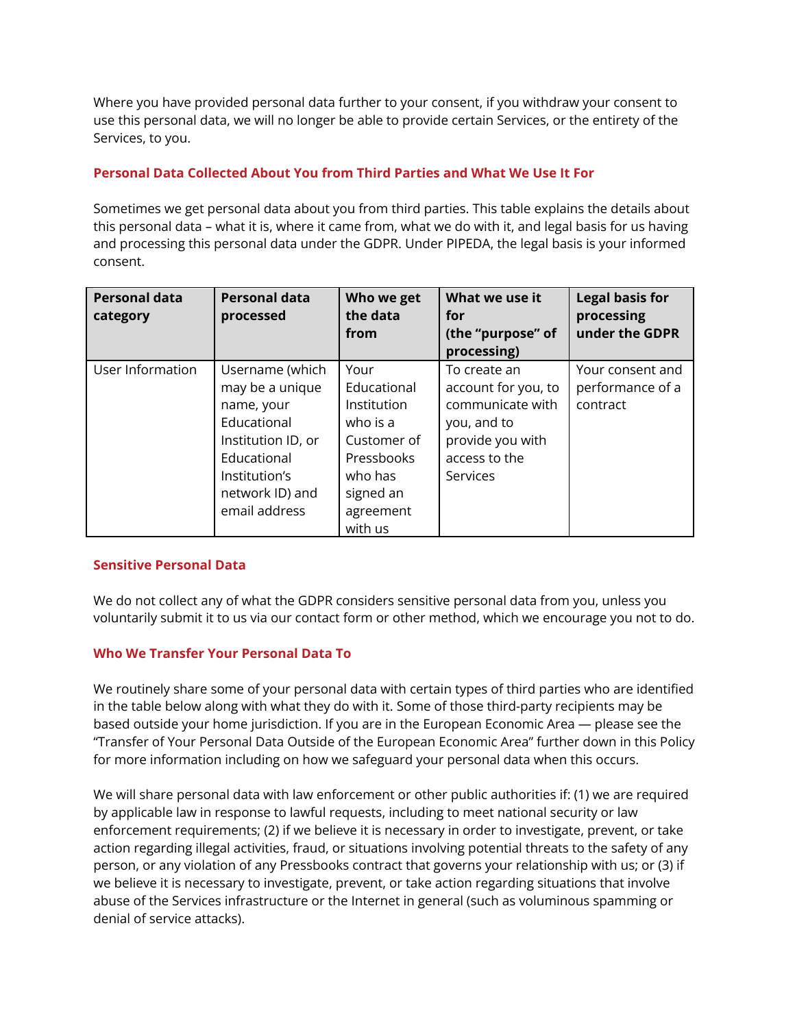Where you have provided personal data further to your consent, if you withdraw your consent to use this personal data, we will no longer be able to provide certain Services, or the entirety of the Services, to you.

### Personal Data Collected About You from Third Parties and What We Use It For

Sometimes we get personal data about you from third parties. This table explains the details about this personal data – what it is, where it came from, what we do with it, and legal basis for us having and processing this personal data under the GDPR. Under PIPEDA, the legal basis is your informed consent.

| Personal data category | Personal data processed | Who we get the data from | What we use it for (the "purpose" of processing) | Legal basis for processing under the GDPR |
| --- | --- | --- | --- | --- |
| User Information | Username (which may be a unique name, your Educational Institution ID, or Educational Institution's network ID) and email address | Your Educational Institution who is a Customer of Pressbooks who has signed an agreement with us | To create an account for you, to communicate with you, and to provide you with access to the Services | Your consent and performance of a contract |

### Sensitive Personal Data

We do not collect any of what the GDPR considers sensitive personal data from you, unless you voluntarily submit it to us via our contact form or other method, which we encourage you not to do.

### Who We Transfer Your Personal Data To

We routinely share some of your personal data with certain types of third parties who are identified in the table below along with what they do with it. Some of those third-party recipients may be based outside your home jurisdiction. If you are in the European Economic Area — please see the "Transfer of Your Personal Data Outside of the European Economic Area" further down in this Policy for more information including on how we safeguard your personal data when this occurs.

We will share personal data with law enforcement or other public authorities if: (1) we are required by applicable law in response to lawful requests, including to meet national security or law enforcement requirements; (2) if we believe it is necessary in order to investigate, prevent, or take action regarding illegal activities, fraud, or situations involving potential threats to the safety of any person, or any violation of any Pressbooks contract that governs your relationship with us; or (3) if we believe it is necessary to investigate, prevent, or take action regarding situations that involve abuse of the Services infrastructure or the Internet in general (such as voluminous spamming or denial of service attacks).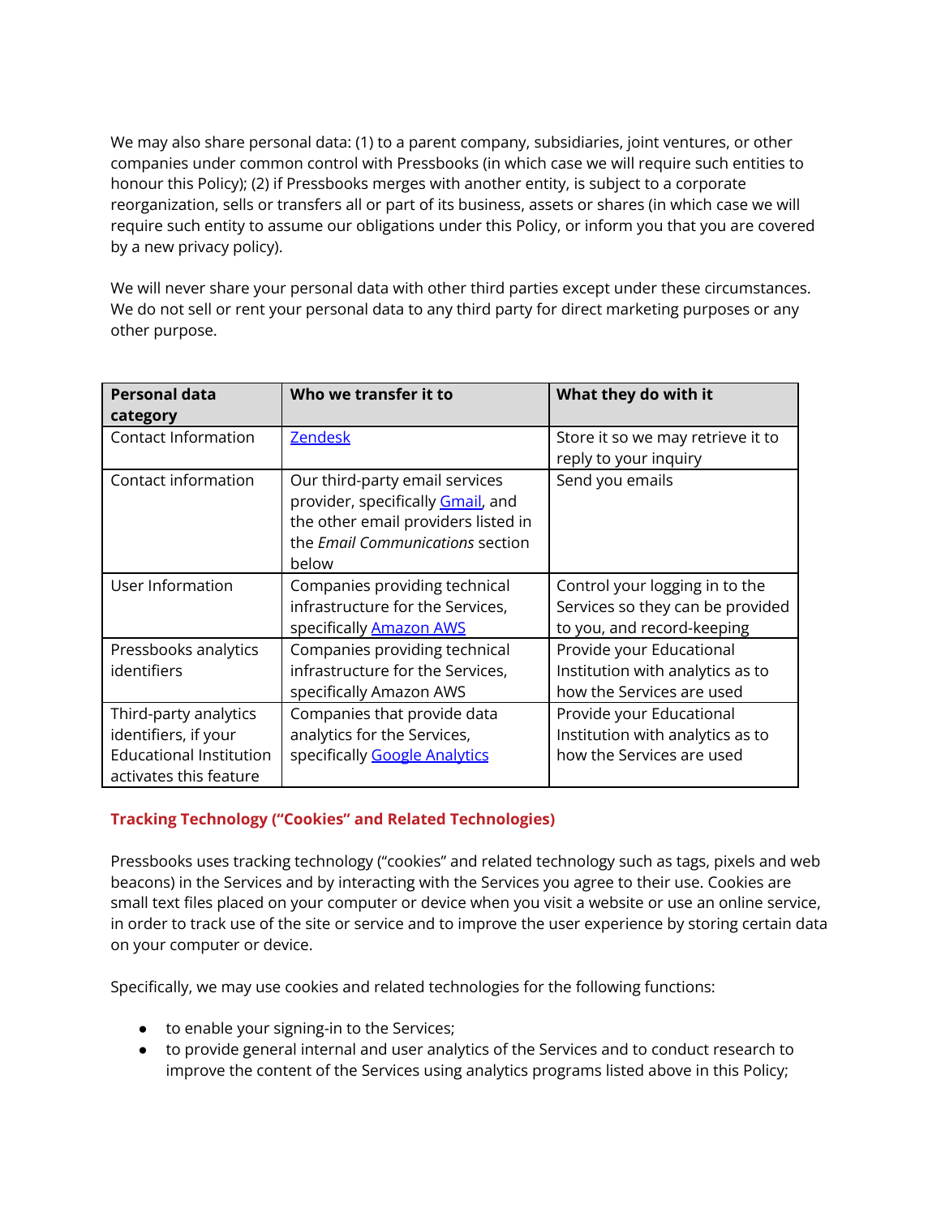We may also share personal data: (1) to a parent company, subsidiaries, joint ventures, or other companies under common control with Pressbooks (in which case we will require such entities to honour this Policy); (2) if Pressbooks merges with another entity, is subject to a corporate reorganization, sells or transfers all or part of its business, assets or shares (in which case we will require such entity to assume our obligations under this Policy, or inform you that you are covered by a new privacy policy).

We will never share your personal data with other third parties except under these circumstances. We do not sell or rent your personal data to any third party for direct marketing purposes or any other purpose.

| Personal data category | Who we transfer it to | What they do with it |
| --- | --- | --- |
| Contact Information | Zendesk | Store it so we may retrieve it to reply to your inquiry |
| Contact information | Our third-party email services provider, specifically Gmail, and the other email providers listed in the *Email Communications* section below | Send you emails |
| User Information | Companies providing technical infrastructure for the Services, specifically Amazon AWS | Control your logging in to the Services so they can be provided to you, and record-keeping |
| Pressbooks analytics identifiers | Companies providing technical infrastructure for the Services, specifically Amazon AWS | Provide your Educational Institution with analytics as to how the Services are used |
| Third-party analytics identifiers, if your Educational Institution activates this feature | Companies that provide data analytics for the Services, specifically Google Analytics | Provide your Educational Institution with analytics as to how the Services are used |

### Tracking Technology ("Cookies" and Related Technologies)

Pressbooks uses tracking technology ("cookies" and related technology such as tags, pixels and web beacons) in the Services and by interacting with the Services you agree to their use. Cookies are small text files placed on your computer or device when you visit a website or use an online service, in order to track use of the site or service and to improve the user experience by storing certain data on your computer or device.

Specifically, we may use cookies and related technologies for the following functions:

- to enable your signing-in to the Services;
- to provide general internal and user analytics of the Services and to conduct research to improve the content of the Services using analytics programs listed above in this Policy;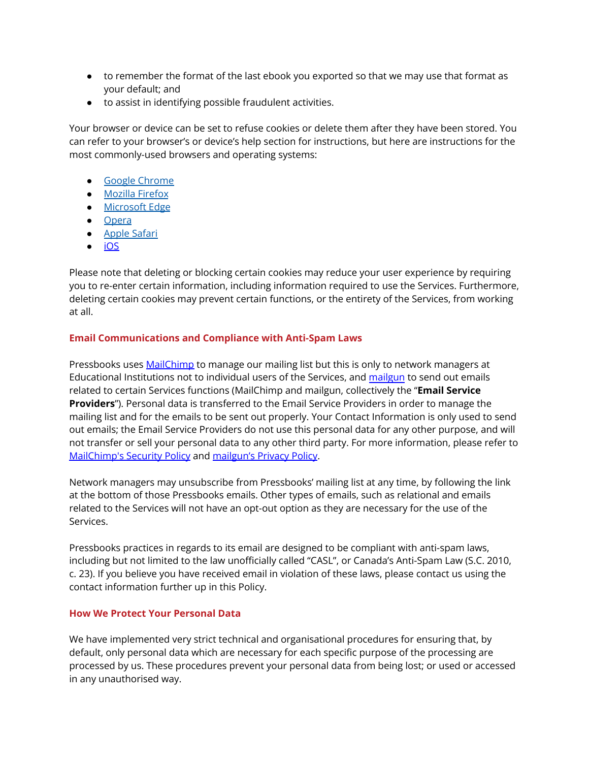- to remember the format of the last ebook you exported so that we may use that format as your default; and
- to assist in identifying possible fraudulent activities.

Your browser or device can be set to refuse cookies or delete them after they have been stored. You can refer to your browser's or device's help section for instructions, but here are instructions for the most commonly-used browsers and operating systems:

- Google Chrome
- Mozilla Firefox
- Microsoft Edge
- Opera
- Apple Safari
- iOS

Please note that deleting or blocking certain cookies may reduce your user experience by requiring you to re-enter certain information, including information required to use the Services. Furthermore, deleting certain cookies may prevent certain functions, or the entirety of the Services, from working at all.

## Email Communications and Compliance with Anti-Spam Laws

Pressbooks uses MailChimp to manage our mailing list but this is only to network managers at Educational Institutions not to individual users of the Services, and mailgun to send out emails related to certain Services functions (MailChimp and mailgun, collectively the "**Email Service Providers**"). Personal data is transferred to the Email Service Providers in order to manage the mailing list and for the emails to be sent out properly. Your Contact Information is only used to send out emails; the Email Service Providers do not use this personal data for any other purpose, and will not transfer or sell your personal data to any other third party. For more information, please refer to MailChimp's Security Policy and mailgun's Privacy Policy.

Network managers may unsubscribe from Pressbooks' mailing list at any time, by following the link at the bottom of those Pressbooks emails. Other types of emails, such as relational and emails related to the Services will not have an opt-out option as they are necessary for the use of the Services.

Pressbooks practices in regards to its email are designed to be compliant with anti-spam laws, including but not limited to the law unofficially called "CASL", or Canada's Anti-Spam Law (S.C. 2010, c. 23). If you believe you have received email in violation of these laws, please contact us using the contact information further up in this Policy.

## How We Protect Your Personal Data

We have implemented very strict technical and organisational procedures for ensuring that, by default, only personal data which are necessary for each specific purpose of the processing are processed by us. These procedures prevent your personal data from being lost; or used or accessed in any unauthorised way.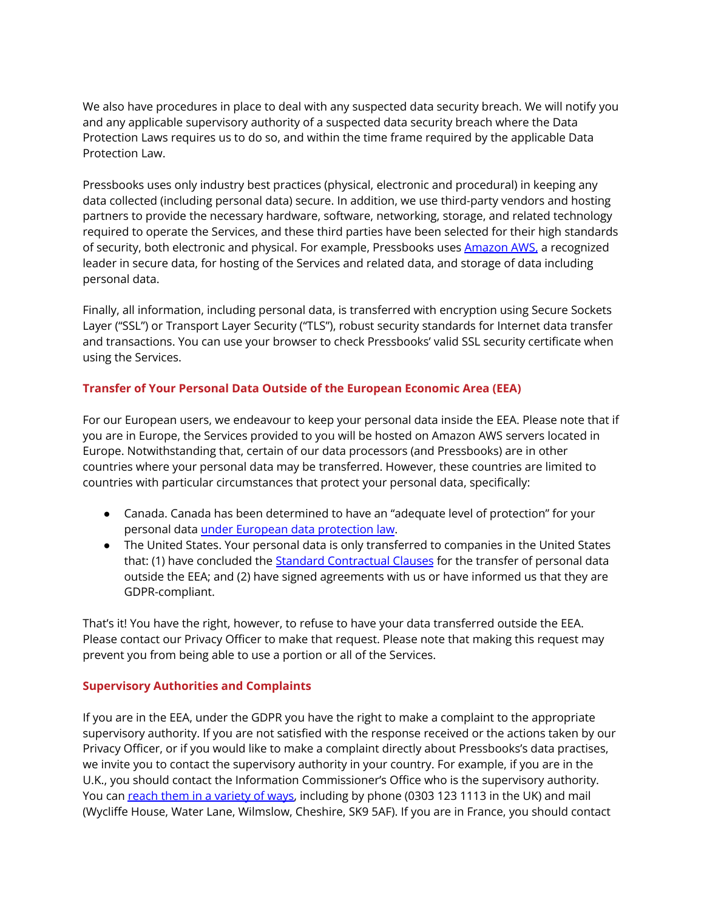We also have procedures in place to deal with any suspected data security breach. We will notify you and any applicable supervisory authority of a suspected data security breach where the Data Protection Laws requires us to do so, and within the time frame required by the applicable Data Protection Law.

Pressbooks uses only industry best practices (physical, electronic and procedural) in keeping any data collected (including personal data) secure. In addition, we use third-party vendors and hosting partners to provide the necessary hardware, software, networking, storage, and related technology required to operate the Services, and these third parties have been selected for their high standards of security, both electronic and physical. For example, Pressbooks uses Amazon AWS, a recognized leader in secure data, for hosting of the Services and related data, and storage of data including personal data.

Finally, all information, including personal data, is transferred with encryption using Secure Sockets Layer ("SSL") or Transport Layer Security ("TLS"), robust security standards for Internet data transfer and transactions. You can use your browser to check Pressbooks' valid SSL security certificate when using the Services.

### Transfer of Your Personal Data Outside of the European Economic Area (EEA)

For our European users, we endeavour to keep your personal data inside the EEA. Please note that if you are in Europe, the Services provided to you will be hosted on Amazon AWS servers located in Europe. Notwithstanding that, certain of our data processors (and Pressbooks) are in other countries where your personal data may be transferred. However, these countries are limited to countries with particular circumstances that protect your personal data, specifically:

- Canada. Canada has been determined to have an "adequate level of protection" for your personal data under European data protection law.
- The United States. Your personal data is only transferred to companies in the United States that: (1) have concluded the Standard Contractual Clauses for the transfer of personal data outside the EEA; and (2) have signed agreements with us or have informed us that they are GDPR-compliant.

That's it! You have the right, however, to refuse to have your data transferred outside the EEA. Please contact our Privacy Officer to make that request. Please note that making this request may prevent you from being able to use a portion or all of the Services.

### Supervisory Authorities and Complaints

If you are in the EEA, under the GDPR you have the right to make a complaint to the appropriate supervisory authority. If you are not satisfied with the response received or the actions taken by our Privacy Officer, or if you would like to make a complaint directly about Pressbooks's data practises, we invite you to contact the supervisory authority in your country. For example, if you are in the U.K., you should contact the Information Commissioner's Office who is the supervisory authority. You can reach them in a variety of ways, including by phone (0303 123 1113 in the UK) and mail (Wycliffe House, Water Lane, Wilmslow, Cheshire, SK9 5AF). If you are in France, you should contact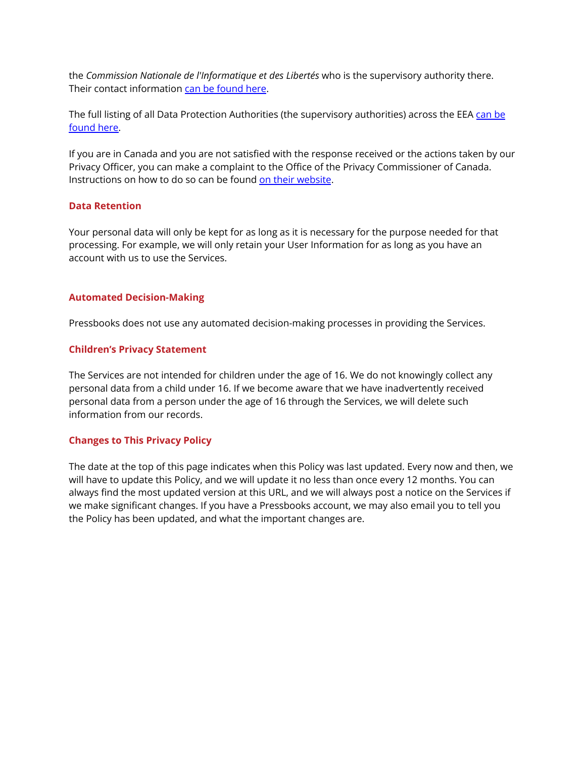the *Commission Nationale de l'Informatique et des Libertés* who is the supervisory authority there. Their contact information can be found here.

The full listing of all Data Protection Authorities (the supervisory authorities) across the EEA can be found here.

If you are in Canada and you are not satisfied with the response received or the actions taken by our Privacy Officer, you can make a complaint to the Office of the Privacy Commissioner of Canada. Instructions on how to do so can be found on their website.

## Data Retention

Your personal data will only be kept for as long as it is necessary for the purpose needed for that processing. For example, we will only retain your User Information for as long as you have an account with us to use the Services.

## Automated Decision-Making

Pressbooks does not use any automated decision-making processes in providing the Services.

## Children's Privacy Statement

The Services are not intended for children under the age of 16. We do not knowingly collect any personal data from a child under 16. If we become aware that we have inadvertently received personal data from a person under the age of 16 through the Services, we will delete such information from our records.

## Changes to This Privacy Policy

The date at the top of this page indicates when this Policy was last updated. Every now and then, we will have to update this Policy, and we will update it no less than once every 12 months. You can always find the most updated version at this URL, and we will always post a notice on the Services if we make significant changes. If you have a Pressbooks account, we may also email you to tell you the Policy has been updated, and what the important changes are.